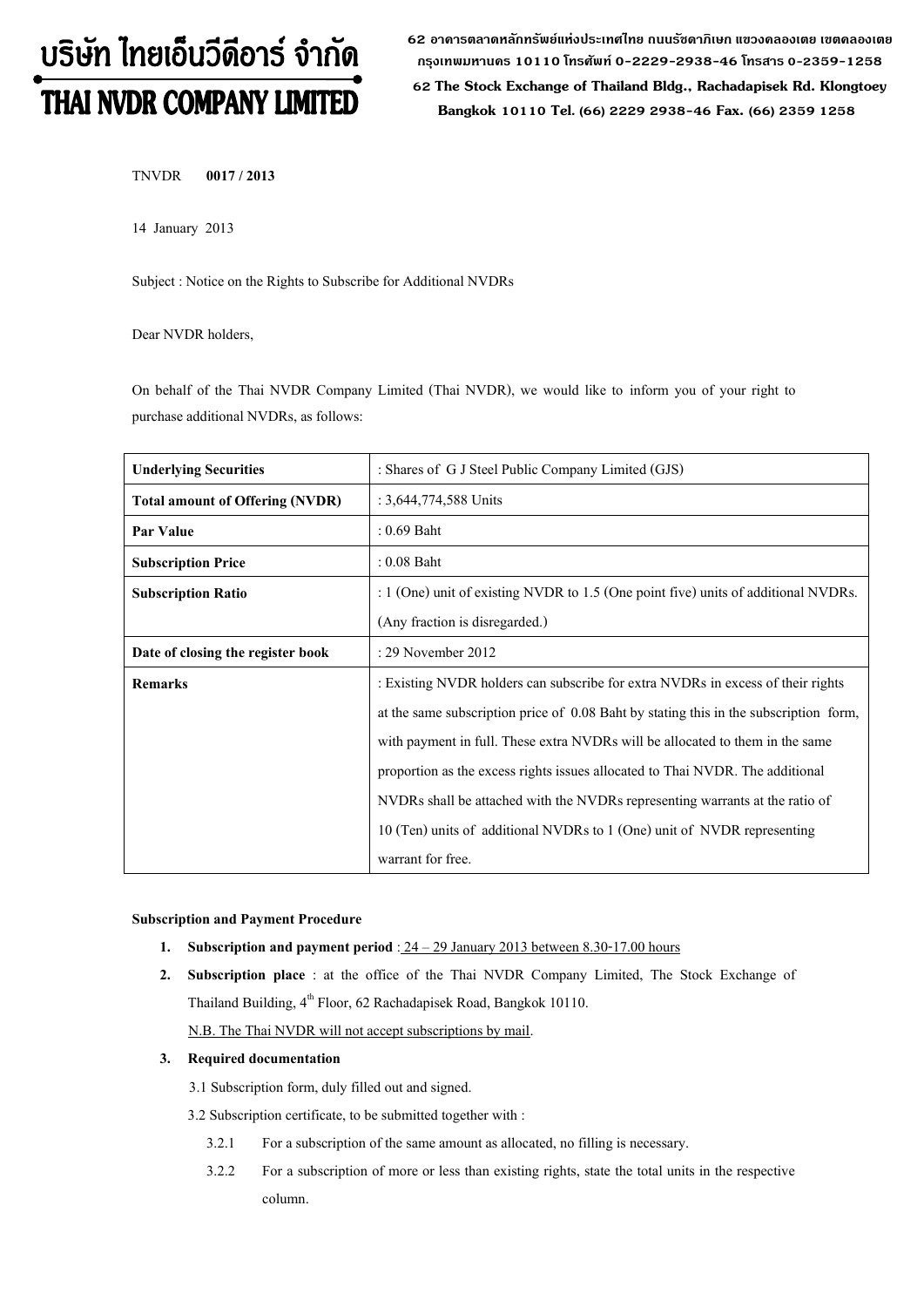# บริษัท ไทยเอ็นวีดีอาร์ จำกัด
# THAI NVDR COMPANY LIMITED

62 อาคารตลาดหลักทรัพย์แห่งประเทศไทย ถนนรัชดาภิเษก แขวงคลองเตย เขตคลองเตย กรุงเทพมหานคร 10110 โทรศัพท์ 0-2229-2938-46 โทรสาร 0-2359-1258

62 The Stock Exchange of Thailand Bldg., Rachadapisek Rd. Klongtoey Bangkok 10110 Tel. (66) 2229 2938-46 Fax. (66) 2359 1258

TNVDR **0017 / 2013**

14 January 2013

Subject : Notice on the Rights to Subscribe for Additional NVDRs

Dear NVDR holders,

On behalf of the Thai NVDR Company Limited (Thai NVDR), we would like to inform you of your right to purchase additional NVDRs, as follows:

| **Underlying Securities** | : Shares of G J Steel Public Company Limited (GJS) |
|---|---|
| **Total amount of Offering (NVDR)** | : 3,644,774,588 Units |
| **Par Value** | : 0.69 Baht |
| **Subscription Price** | : 0.08 Baht |
| **Subscription Ratio** | : 1 (One) unit of existing NVDR to 1.5 (One point five) units of additional NVDRs. (Any fraction is disregarded.) |
| **Date of closing the register book** | : 29 November 2012 |
| **Remarks** | : Existing NVDR holders can subscribe for extra NVDRs in excess of their rights at the same subscription price of 0.08 Baht by stating this in the subscription form, with payment in full. These extra NVDRs will be allocated to them in the same proportion as the excess rights issues allocated to Thai NVDR. The additional NVDRs shall be attached with the NVDRs representing warrants at the ratio of 10 (Ten) units of additional NVDRs to 1 (One) unit of NVDR representing warrant for free. |

**Subscription and Payment Procedure**

1. **Subscription and payment period** : 24 – 29 January 2013 between 8.30-17.00 hours
2. **Subscription place** : at the office of the Thai NVDR Company Limited, The Stock Exchange of Thailand Building, 4th Floor, 62 Rachadapisek Road, Bangkok 10110.
   N.B. The Thai NVDR will not accept subscriptions by mail.
3. **Required documentation**
   - 3.1 Subscription form, duly filled out and signed.
   - 3.2 Subscription certificate, to be submitted together with :
     - 3.2.1 For a subscription of the same amount as allocated, no filling is necessary.
     - 3.2.2 For a subscription of more or less than existing rights, state the total units in the respective column.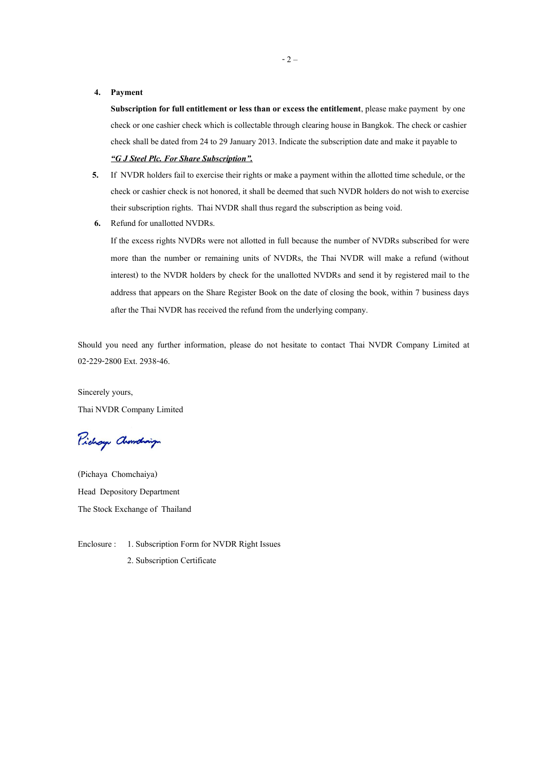4. **Payment**

   **Subscription for full entitlement or less than or excess the entitlement**, please make payment by one check or one cashier check which is collectable through clearing house in Bangkok. The check or cashier check shall be dated from 24 to 29 January 2013. Indicate the subscription date and make it payable to ***"G J Steel Plc. For Share Subscription".***

5. If NVDR holders fail to exercise their rights or make a payment within the allotted time schedule, or the check or cashier check is not honored, it shall be deemed that such NVDR holders do not wish to exercise their subscription rights. Thai NVDR shall thus regard the subscription as being void.

6. Refund for unallotted NVDRs.

   If the excess rights NVDRs were not allotted in full because the number of NVDRs subscribed for were more than the number or remaining units of NVDRs, the Thai NVDR will make a refund (without interest) to the NVDR holders by check for the unallotted NVDRs and send it by registered mail to the address that appears on the Share Register Book on the date of closing the book, within 7 business days after the Thai NVDR has received the refund from the underlying company.

Should you need any further information, please do not hesitate to contact Thai NVDR Company Limited at 02-229-2800 Ext. 2938-46.

Sincerely yours,

Thai NVDR Company Limited

(Pichaya Chomchaiya)

Head Depository Department

The Stock Exchange of Thailand

Enclosure : 1. Subscription Form for NVDR Right Issues

2. Subscription Certificate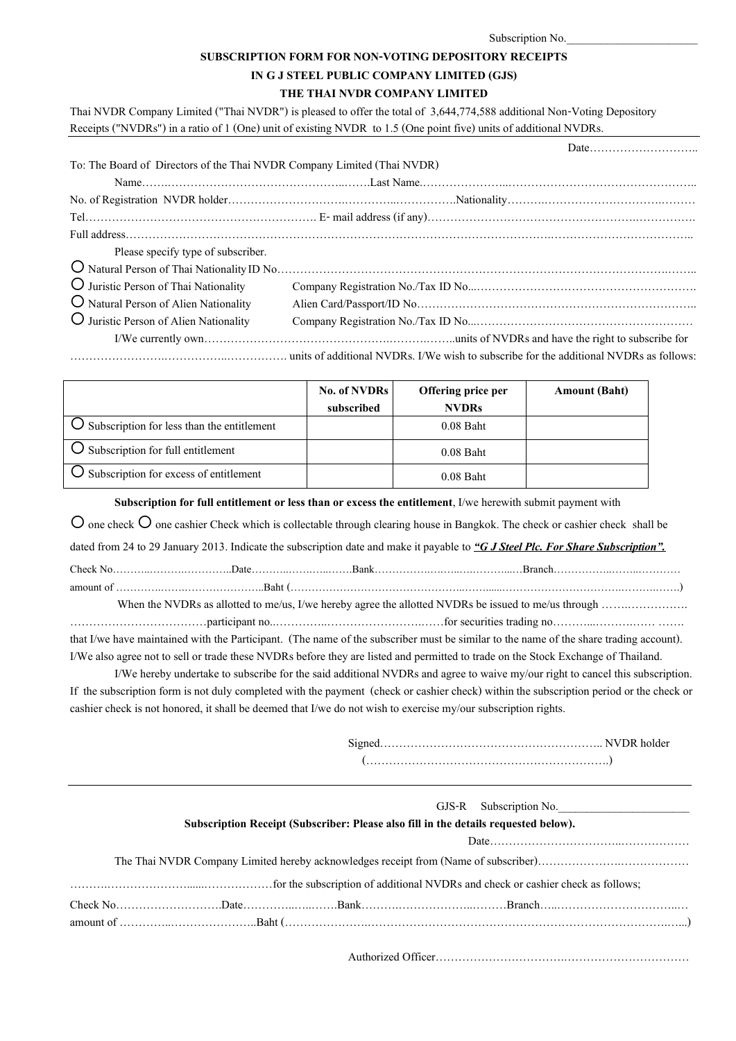Subscription No.______________________

**SUBSCRIPTION FORM FOR NON-VOTING DEPOSITORY RECEIPTS**

**IN G J STEEL PUBLIC COMPANY LIMITED (GJS)**

**THE THAI NVDR COMPANY LIMITED**

Thai NVDR Company Limited ("Thai NVDR") is pleased to offer the total of 3,644,774,588 additional Non-Voting Depository Receipts ("NVDRs") in a ratio of 1 (One) unit of existing NVDR to 1.5 (One point five) units of additional NVDRs.

---

Date………………………..

To: The Board of Directors of the Thai NVDR Company Limited (Thai NVDR)

Name…………………………………………………….Last Name……………………………………………………………..

No. of Registration NVDR holder……………………………………………………….Nationality……………………………………………

Tel………………………………………………………. E- mail address (if any)………………………………………………………………….

Full address………………………………………………………………………………………………………………………………………..

Please specify type of subscriber.

○ Natural Person of Thai Nationality ID No…………………………………………………………………………………………………..

○ Juristic Person of Thai Nationality Company Registration No./Tax ID No...……………………………………………………….

○ Natural Person of Alien Nationality Alien Card/Passport/ID No……………………………………………………………………..

○ Juristic Person of Alien Nationality Company Registration No./Tax ID No...……………………………………………………

I/We currently own……………………………………………………………..units of NVDRs and have the right to subscribe for ………………………………………………. units of additional NVDRs. I/We wish to subscribe for the additional NVDRs as follows:

| | No. of NVDRs subscribed | Offering price per NVDRs | Amount (Baht) |
|---|---|---|---|
| ○ Subscription for less than the entitlement | | 0.08 Baht | |
| ○ Subscription for full entitlement | | 0.08 Baht | |
| ○ Subscription for excess of entitlement | | 0.08 Baht | |

**Subscription for full entitlement or less than or excess the entitlement**, I/we herewith submit payment with

○ one check ○ one cashier Check which is collectable through clearing house in Bangkok. The check or cashier check shall be dated from 24 to 29 January 2013. Indicate the subscription date and make it payable to ***"G J Steel Plc. For Share Subscription".***

Check No……………………………..Date………………………Bank…………………………………….Branch…………………………… amount of ……………………………..Baht (……………………………………………………………………………………………………….)

When the NVDRs as allotted to me/us, I/we hereby agree the allotted NVDRs be issued to me/us through ……………………. ………………………………participant no..…………………………………………for securities trading no………………………… ……. that I/we have maintained with the Participant. (The name of the subscriber must be similar to the name of the share trading account). I/We also agree not to sell or trade these NVDRs before they are listed and permitted to trade on the Stock Exchange of Thailand.

I/We hereby undertake to subscribe for the said additional NVDRs and agree to waive my/our right to cancel this subscription. If the subscription form is not duly completed with the payment (check or cashier check) within the subscription period or the check or cashier check is not honored, it shall be deemed that I/we do not wish to exercise my/our subscription rights.

Signed………………………………………………….. NVDR holder

(……………………………………………………….)

---

GJS-R Subscription No.______________________

**Subscription Receipt (Subscriber: Please also fill in the details requested below).**

Date…………………………………………………

The Thai NVDR Company Limited hereby acknowledges receipt from (Name of subscriber)……………………………………… ………………………………………………for the subscription of additional NVDRs and check or cashier check as follows;

Check No……………………….Date…………………….Bank…………………………………Branch…………………………………… amount of …………………………………..Baht (……………………………………………………………………………………………..)

Authorized Officer…………………………………………………………